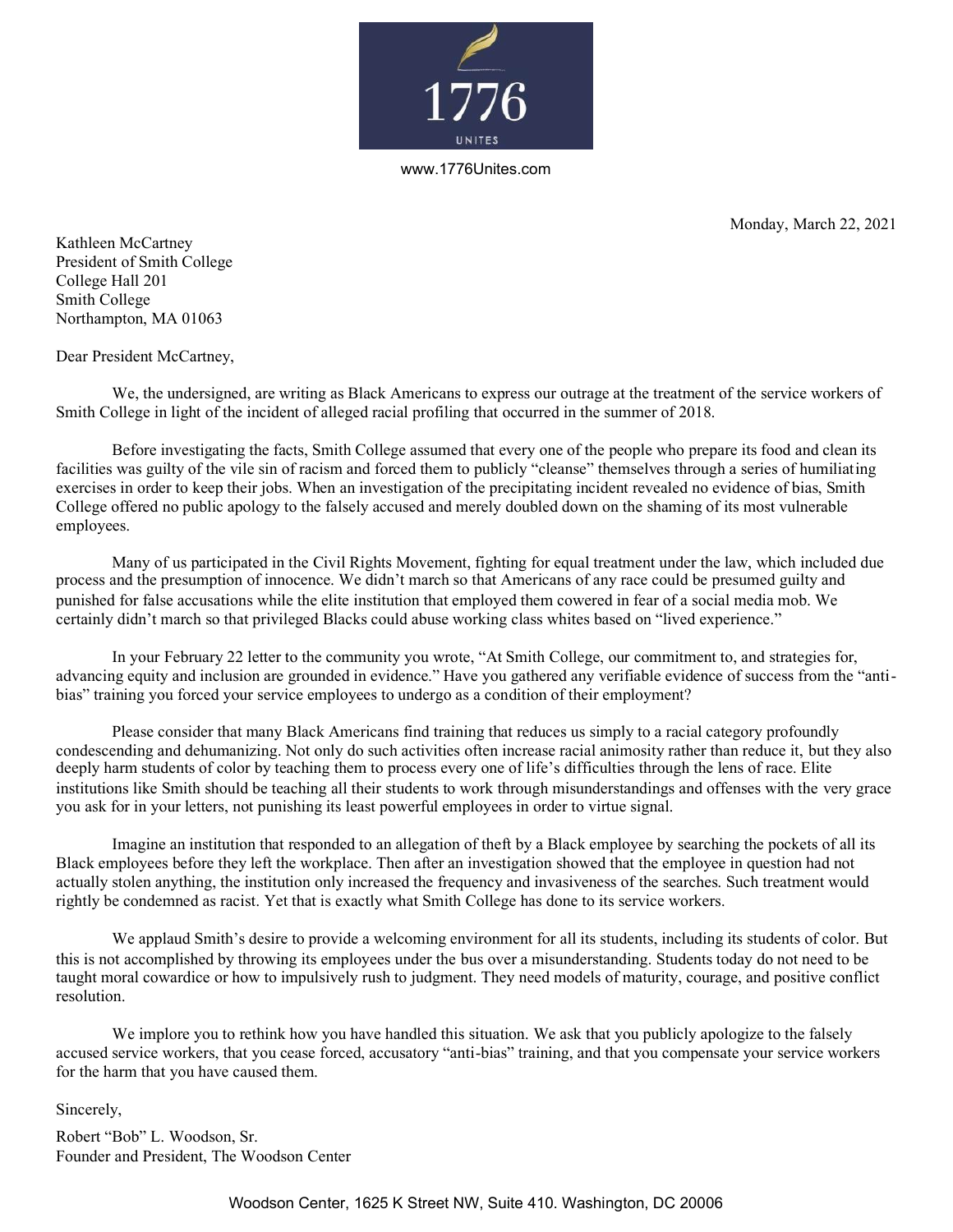1776 UNITES

www.1776Unites.com

Monday, March 22, 2021

Kathleen McCartney
President of Smith College
College Hall 201
Smith College
Northampton, MA 01063

Dear President McCartney,

We, the undersigned, are writing as Black Americans to express our outrage at the treatment of the service workers of Smith College in light of the incident of alleged racial profiling that occurred in the summer of 2018.

Before investigating the facts, Smith College assumed that every one of the people who prepare its food and clean its facilities was guilty of the vile sin of racism and forced them to publicly "cleanse" themselves through a series of humiliating exercises in order to keep their jobs. When an investigation of the precipitating incident revealed no evidence of bias, Smith College offered no public apology to the falsely accused and merely doubled down on the shaming of its most vulnerable employees.

Many of us participated in the Civil Rights Movement, fighting for equal treatment under the law, which included due process and the presumption of innocence. We didn't march so that Americans of any race could be presumed guilty and punished for false accusations while the elite institution that employed them cowered in fear of a social media mob. We certainly didn't march so that privileged Blacks could abuse working class whites based on "lived experience."

In your February 22 letter to the community you wrote, "At Smith College, our commitment to, and strategies for, advancing equity and inclusion are grounded in evidence." Have you gathered any verifiable evidence of success from the "anti-bias" training you forced your service employees to undergo as a condition of their employment?

Please consider that many Black Americans find training that reduces us simply to a racial category profoundly condescending and dehumanizing. Not only do such activities often increase racial animosity rather than reduce it, but they also deeply harm students of color by teaching them to process every one of life's difficulties through the lens of race. Elite institutions like Smith should be teaching all their students to work through misunderstandings and offenses with the very grace you ask for in your letters, not punishing its least powerful employees in order to virtue signal.

Imagine an institution that responded to an allegation of theft by a Black employee by searching the pockets of all its Black employees before they left the workplace. Then after an investigation showed that the employee in question had not actually stolen anything, the institution only increased the frequency and invasiveness of the searches. Such treatment would rightly be condemned as racist. Yet that is exactly what Smith College has done to its service workers.

We applaud Smith's desire to provide a welcoming environment for all its students, including its students of color. But this is not accomplished by throwing its employees under the bus over a misunderstanding. Students today do not need to be taught moral cowardice or how to impulsively rush to judgment. They need models of maturity, courage, and positive conflict resolution.

We implore you to rethink how you have handled this situation. We ask that you publicly apologize to the falsely accused service workers, that you cease forced, accusatory "anti-bias" training, and that you compensate your service workers for the harm that you have caused them.

Sincerely,

Robert "Bob" L. Woodson, Sr.
Founder and President, The Woodson Center

Woodson Center, 1625 K Street NW, Suite 410. Washington, DC 20006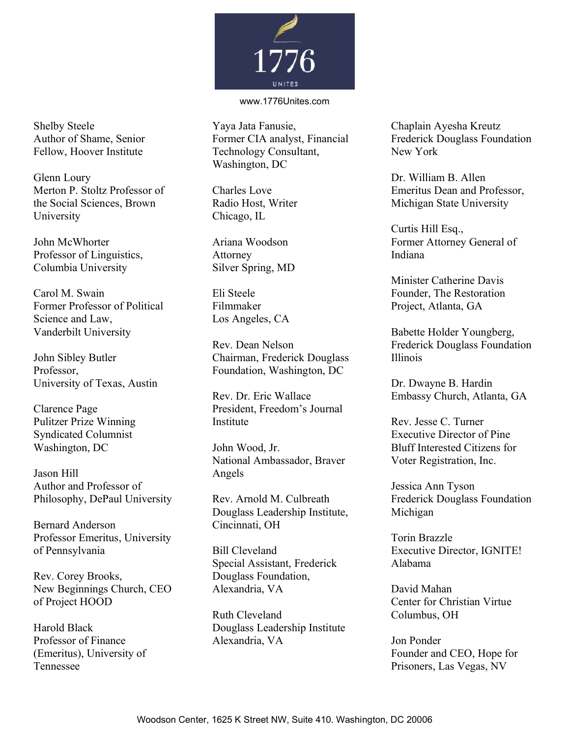1776 UNITES

www.1776Unites.com

Shelby Steele
Author of Shame, Senior Fellow, Hoover Institute

Glenn Loury
Merton P. Stoltz Professor of the Social Sciences, Brown University

John McWhorter
Professor of Linguistics, Columbia University

Carol M. Swain
Former Professor of Political Science and Law, Vanderbilt University

John Sibley Butler
Professor, University of Texas, Austin

Clarence Page
Pulitzer Prize Winning Syndicated Columnist
Washington, DC

Jason Hill
Author and Professor of Philosophy, DePaul University

Bernard Anderson
Professor Emeritus, University of Pennsylvania

Rev. Corey Brooks,
New Beginnings Church, CEO of Project HOOD

Harold Black
Professor of Finance (Emeritus), University of Tennessee

Yaya Jata Fanusie,
Former CIA analyst, Financial Technology Consultant, Washington, DC

Charles Love
Radio Host, Writer
Chicago, IL

Ariana Woodson
Attorney
Silver Spring, MD

Eli Steele
Filmmaker
Los Angeles, CA

Rev. Dean Nelson
Chairman, Frederick Douglass Foundation, Washington, DC

Rev. Dr. Eric Wallace
President, Freedom's Journal Institute

John Wood, Jr.
National Ambassador, Braver Angels

Rev. Arnold M. Culbreath
Douglass Leadership Institute, Cincinnati, OH

Bill Cleveland
Special Assistant, Frederick Douglass Foundation, Alexandria, VA

Ruth Cleveland
Douglass Leadership Institute
Alexandria, VA

Chaplain Ayesha Kreutz
Frederick Douglass Foundation
New York

Dr. William B. Allen
Emeritus Dean and Professor, Michigan State University

Curtis Hill Esq.,
Former Attorney General of Indiana

Minister Catherine Davis
Founder, The Restoration Project, Atlanta, GA

Babette Holder Youngberg,
Frederick Douglass Foundation
Illinois

Dr. Dwayne B. Hardin
Embassy Church, Atlanta, GA

Rev. Jesse C. Turner
Executive Director of Pine Bluff Interested Citizens for Voter Registration, Inc.

Jessica Ann Tyson
Frederick Douglass Foundation
Michigan

Torin Brazzle
Executive Director, IGNITE!
Alabama

David Mahan
Center for Christian Virtue
Columbus, OH

Jon Ponder
Founder and CEO, Hope for Prisoners, Las Vegas, NV

Woodson Center, 1625 K Street NW, Suite 410. Washington, DC 20006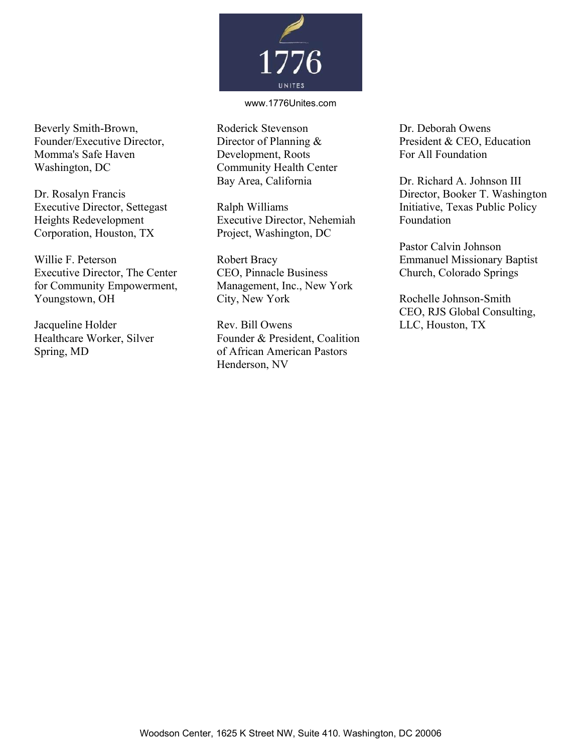1776 UNITES

www.1776Unites.com

Beverly Smith-Brown,
Founder/Executive Director,
Momma's Safe Haven
Washington, DC

Dr. Rosalyn Francis
Executive Director, Settegast Heights Redevelopment Corporation, Houston, TX

Willie F. Peterson
Executive Director, The Center for Community Empowerment, Youngstown, OH

Jacqueline Holder
Healthcare Worker, Silver Spring, MD

Roderick Stevenson
Director of Planning & Development, Roots Community Health Center
Bay Area, California

Ralph Williams
Executive Director, Nehemiah Project, Washington, DC

Robert Bracy
CEO, Pinnacle Business Management, Inc., New York City, New York

Rev. Bill Owens
Founder & President, Coalition of African American Pastors
Henderson, NV

Dr. Deborah Owens
President & CEO, Education For All Foundation

Dr. Richard A. Johnson III
Director, Booker T. Washington Initiative, Texas Public Policy Foundation

Pastor Calvin Johnson
Emmanuel Missionary Baptist Church, Colorado Springs

Rochelle Johnson-Smith
CEO, RJS Global Consulting, LLC, Houston, TX

Woodson Center, 1625 K Street NW, Suite 410. Washington, DC 20006